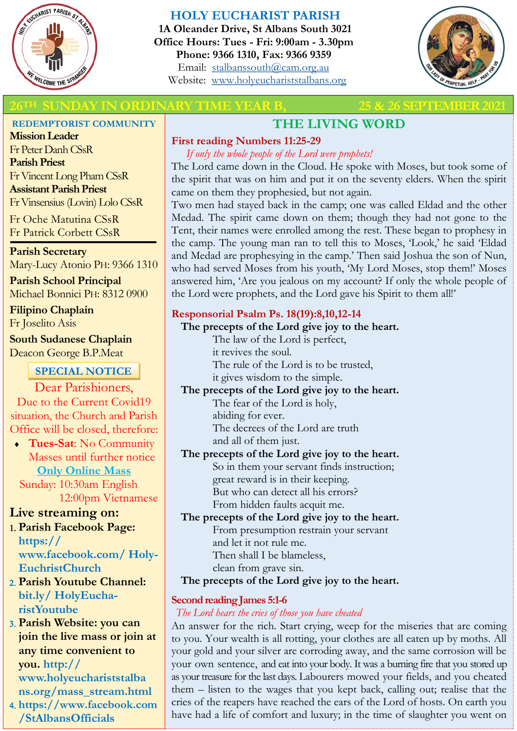# HOLY EUCHARIST PARISH

**1A Oleander Drive, St Albans South 3021**
**Office Hours: Tues - Fri: 9:00am - 3.30pm**
**Phone: 9366 1310, Fax: 9366 9359**
Email: stalbanssouth@cam.org.au
Website: www.holyeucharistalbans.org

## 26TH SUNDAY IN ORDINARY TIME YEAR B, 25 & 26 SEPTEMBER 2021

**REDEMPTORIST COMMUNITY**

**Mission Leader**
Fr Peter Danh CSsR
**Parish Priest**
Fr Vincent Long Pham CSsR
**Assistant Parish Priest**
Fr Vinsensius (Lovin) Lolo CSsR
Fr Oche Matutina CSsR
Fr Patrick Corbett CSsR

**Parish Secretary**
Mary-Lucy Atonio PH: 9366 1310

**Parish School Principal**
Michael Bonnici PH: 8312 0900

**Filipino Chaplain**
Fr Joselito Asis

**South Sudanese Chaplain**
Deacon George B.P.Meat

**SPECIAL NOTICE**

Dear Parishioners,
Due to the Current Covid19 situation, the Church and Parish Office will be closed, therefore:

- **Tues-Sat**: No Community Masses until further notice

**Only Online Mass**
Sunday: 10:30am English
12:00pm Vietnamese

**Live streaming on:**

1. **Parish Facebook Page: https://www.facebook.com/ Holy-EuchristChurch**
2. **Parish Youtube Channel: bit.ly/ HolyEucharistYoutube**
3. **Parish Website: you can join the live mass or join at any time convenient to you. http://www.holyeucharistalbans.org/mass_stream.html**
4. **https://www.facebook.com/StAlbansOfficials**

## THE LIVING WORD

### First reading Numbers 11:25-29

*If only the whole people of the Lord were prophets!*

The Lord came down in the Cloud. He spoke with Moses, but took some of the spirit that was on him and put it on the seventy elders. When the spirit came on them they prophesied, but not again.

Two men had stayed back in the camp; one was called Eldad and the other Medad. The spirit came down on them; though they had not gone to the Tent, their names were enrolled among the rest. These began to prophesy in the camp. The young man ran to tell this to Moses, 'Look,' he said 'Eldad and Medad are prophesying in the camp.' Then said Joshua the son of Nun, who had served Moses from his youth, 'My Lord Moses, stop them!' Moses answered him, 'Are you jealous on my account? If only the whole people of the Lord were prophets, and the Lord gave his Spirit to them all!'

### Responsorial Psalm Ps. 18(19):8,10,12-14

**The precepts of the Lord give joy to the heart.**

The law of the Lord is perfect,
it revives the soul.
The rule of the Lord is to be trusted,
it gives wisdom to the simple.

**The precepts of the Lord give joy to the heart.**

The fear of the Lord is holy,
abiding for ever.
The decrees of the Lord are truth
and all of them just.

**The precepts of the Lord give joy to the heart.**

So in them your servant finds instruction;
great reward is in their keeping.
But who can detect all his errors?
From hidden faults acquit me.

**The precepts of the Lord give joy to the heart.**

From presumption restrain your servant
and let it not rule me.
Then shall I be blameless,
clean from grave sin.

**The precepts of the Lord give joy to the heart.**

### Second reading James 5:1-6

*The Lord hears the cries of those you have cheated*

An answer for the rich. Start crying, weep for the miseries that are coming to you. Your wealth is all rotting, your clothes are all eaten up by moths. All your gold and your silver are corroding away, and the same corrosion will be your own sentence, and eat into your body. It was a burning fire that you stored up as your treasure for the last days. Labourers mowed your fields, and you cheated them – listen to the wages that you kept back, calling out; realise that the cries of the reapers have reached the ears of the Lord of hosts. On earth you have had a life of comfort and luxury; in the time of slaughter you went on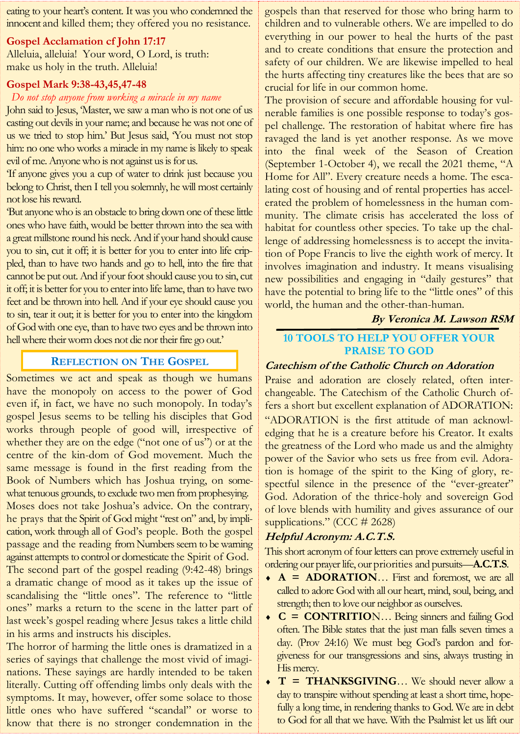eating to your heart's content. It was you who condemned the innocent and killed them; they offered you no resistance.

### Gospel Acclamation cf John 17:17

Alleluia, alleluia! Your word, O Lord, is truth:
make us holy in the truth. Alleluia!

### Gospel Mark 9:38-43,45,47-48

*Do not stop anyone from working a miracle in my name*

John said to Jesus, 'Master, we saw a man who is not one of us casting out devils in your name; and because he was not one of us we tried to stop him.' But Jesus said, 'You must not stop him: no one who works a miracle in my name is likely to speak evil of me. Anyone who is not against us is for us.

'If anyone gives you a cup of water to drink just because you belong to Christ, then I tell you solemnly, he will most certainly not lose his reward.

'But anyone who is an obstacle to bring down one of these little ones who have faith, would be better thrown into the sea with a great millstone round his neck. And if your hand should cause you to sin, cut it off; it is better for you to enter into life crippled, than to have two hands and go to hell, into the fire that cannot be put out. And if your foot should cause you to sin, cut it off; it is better for you to enter into life lame, than to have two feet and be thrown into hell. And if your eye should cause you to sin, tear it out; it is better for you to enter into the kingdom of God with one eye, than to have two eyes and be thrown into hell where their worm does not die nor their fire go out.'

## Reflection on The Gospel

Sometimes we act and speak as though we humans have the monopoly on access to the power of God even if, in fact, we have no such monopoly. In today's gospel Jesus seems to be telling his disciples that God works through people of good will, irrespective of whether they are on the edge ("not one of us") or at the centre of the kin-dom of God movement. Much the same message is found in the first reading from the Book of Numbers which has Joshua trying, on somewhat tenuous grounds, to exclude two men from prophesying. Moses does not take Joshua's advice. On the contrary, he prays that the Spirit of God might "rest on" and, by implication, work through all of God's people. Both the gospel passage and the reading from Numbers seem to be warning against attempts to control or domesticate the Spirit of God.

The second part of the gospel reading (9:42-48) brings a dramatic change of mood as it takes up the issue of scandalising the "little ones". The reference to "little ones" marks a return to the scene in the latter part of last week's gospel reading where Jesus takes a little child in his arms and instructs his disciples.

The horror of harming the little ones is dramatized in a series of sayings that challenge the most vivid of imaginations. These sayings are hardly intended to be taken literally. Cutting off offending limbs only deals with the symptoms. It may, however, offer some solace to those little ones who have suffered "scandal" or worse to know that there is no stronger condemnation in the gospels than that reserved for those who bring harm to children and to vulnerable others. We are impelled to do everything in our power to heal the hurts of the past and to create conditions that ensure the protection and safety of our children. We are likewise impelled to heal the hurts affecting tiny creatures like the bees that are so crucial for life in our common home.

The provision of secure and affordable housing for vulnerable families is one possible response to today's gospel challenge. The restoration of habitat where fire has ravaged the land is yet another response. As we move into the final week of the Season of Creation (September 1-October 4), we recall the 2021 theme, "A Home for All". Every creature needs a home. The escalating cost of housing and of rental properties has accelerated the problem of homelessness in the human community. The climate crisis has accelerated the loss of habitat for countless other species. To take up the challenge of addressing homelessness is to accept the invitation of Pope Francis to live the eighth work of mercy. It involves imagination and industry. It means visualising new possibilities and engaging in "daily gestures" that have the potential to bring life to the "little ones" of this world, the human and the other-than-human.

***By Veronica M. Lawson RSM***

## 10 TOOLS TO HELP YOU OFFER YOUR PRAISE TO GOD

***Catechism of the Catholic Church on Adoration***

Praise and adoration are closely related, often interchangeable. The Catechism of the Catholic Church offers a short but excellent explanation of ADORATION: "ADORATION is the first attitude of man acknowledging that he is a creature before his Creator. It exalts the greatness of the Lord who made us and the almighty power of the Savior who sets us free from evil. Adoration is homage of the spirit to the King of glory, respectful silence in the presence of the "ever-greater" God. Adoration of the thrice-holy and sovereign God of love blends with humility and gives assurance of our supplications." (CCC # 2628)

***Helpful Acronym: A.C.T.S.***

This short acronym of four letters can prove extremely useful in ordering our prayer life, our priorities and pursuits—**A.C.T.S**.

- **A = ADORATION**… First and foremost, we are all called to adore God with all our heart, mind, soul, being, and strength; then to love our neighbor as ourselves.
- **C = CONTRITIO**N… Being sinners and failing God often. The Bible states that the just man falls seven times a day. (Prov 24:16) We must beg God's pardon and forgiveness for our transgressions and sins, always trusting in His mercy.
- **T = THANKSGIVING**… We should never allow a day to transpire without spending at least a short time, hopefully a long time, in rendering thanks to God. We are in debt to God for all that we have. With the Psalmist let us lift our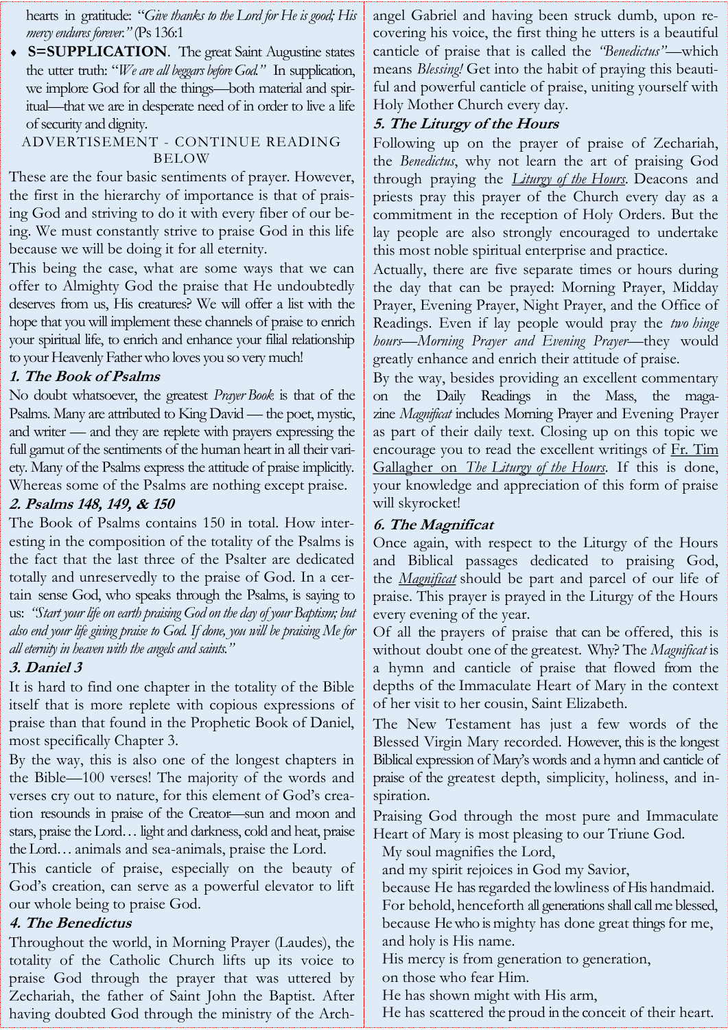hearts in gratitude: "*Give thanks to the Lord for He is good; His mercy endures forever.*" (Ps 136:1

- **S=SUPPLICATION**. The great Saint Augustine states the utter truth: "*We are all beggars before God.*" In supplication, we implore God for all the things—both material and spiritual—that we are in desperate need of in order to live a life of security and dignity.

ADVERTISEMENT - CONTINUE READING BELOW

These are the four basic sentiments of prayer. However, the first in the hierarchy of importance is that of praising God and striving to do it with every fiber of our being. We must constantly strive to praise God in this life because we will be doing it for all eternity.

This being the case, what are some ways that we can offer to Almighty God the praise that He undoubtedly deserves from us, His creatures? We will offer a list with the hope that you will implement these channels of praise to enrich your spiritual life, to enrich and enhance your filial relationship to your Heavenly Father who loves you so very much!

### *1. The Book of Psalms*

No doubt whatsoever, the greatest *Prayer Book* is that of the Psalms. Many are attributed to King David — the poet, mystic, and writer — and they are replete with prayers expressing the full gamut of the sentiments of the human heart in all their variety. Many of the Psalms express the attitude of praise implicitly. Whereas some of the Psalms are nothing except praise.

### *2. Psalms 148, 149, & 150*

The Book of Psalms contains 150 in total. How interesting in the composition of the totality of the Psalms is the fact that the last three of the Psalter are dedicated totally and unreservedly to the praise of God. In a certain sense God, who speaks through the Psalms, is saying to us: *"Start your life on earth praising God on the day of your Baptism; but also end your life giving praise to God. If done, you will be praising Me for all eternity in heaven with the angels and saints."*

### *3. Daniel 3*

It is hard to find one chapter in the totality of the Bible itself that is more replete with copious expressions of praise than that found in the Prophetic Book of Daniel, most specifically Chapter 3.

By the way, this is also one of the longest chapters in the Bible—100 verses! The majority of the words and verses cry out to nature, for this element of God's creation resounds in praise of the Creator—sun and moon and stars, praise the Lord… light and darkness, cold and heat, praise the Lord… animals and sea-animals, praise the Lord.

This canticle of praise, especially on the beauty of God's creation, can serve as a powerful elevator to lift our whole being to praise God.

### *4. The Benedictus*

Throughout the world, in Morning Prayer (Laudes), the totality of the Catholic Church lifts up its voice to praise God through the prayer that was uttered by Zechariah, the father of Saint John the Baptist. After having doubted God through the ministry of the Archangel Gabriel and having been struck dumb, upon recovering his voice, the first thing he utters is a beautiful canticle of praise that is called the *"Benedictus"*—which means *Blessing!* Get into the habit of praying this beautiful and powerful canticle of praise, uniting yourself with Holy Mother Church every day.

### *5. The Liturgy of the Hours*

Following up on the prayer of praise of Zechariah, the *Benedictus*, why not learn the art of praising God through praying the *Liturgy of the Hours*. Deacons and priests pray this prayer of the Church every day as a commitment in the reception of Holy Orders. But the lay people are also strongly encouraged to undertake this most noble spiritual enterprise and practice.

Actually, there are five separate times or hours during the day that can be prayed: Morning Prayer, Midday Prayer, Evening Prayer, Night Prayer, and the Office of Readings. Even if lay people would pray the *two hinge hours—Morning Prayer and Evening Prayer*—they would greatly enhance and enrich their attitude of praise.

By the way, besides providing an excellent commentary on the Daily Readings in the Mass, the magazine *Magnificat* includes Morning Prayer and Evening Prayer as part of their daily text. Closing up on this topic we encourage you to read the excellent writings of Fr. Tim Gallagher on *The Liturgy of the Hours*. If this is done, your knowledge and appreciation of this form of praise will skyrocket!

### *6. The Magnificat*

Once again, with respect to the Liturgy of the Hours and Biblical passages dedicated to praising God, the *Magnificat* should be part and parcel of our life of praise. This prayer is prayed in the Liturgy of the Hours every evening of the year.

Of all the prayers of praise that can be offered, this is without doubt one of the greatest. Why? The *Magnificat* is a hymn and canticle of praise that flowed from the depths of the Immaculate Heart of Mary in the context of her visit to her cousin, Saint Elizabeth.

The New Testament has just a few words of the Blessed Virgin Mary recorded. However, this is the longest Biblical expression of Mary's words and a hymn and canticle of praise of the greatest depth, simplicity, holiness, and inspiration.

Praising God through the most pure and Immaculate Heart of Mary is most pleasing to our Triune God.

My soul magnifies the Lord,  
and my spirit rejoices in God my Savior,  
because He has regarded the lowliness of His handmaid.  
For behold, henceforth all generations shall call me blessed,  
because He who is mighty has done great things for me,  
and holy is His name.  
His mercy is from generation to generation,  
on those who fear Him.  
He has shown might with His arm,  
He has scattered the proud in the conceit of their heart.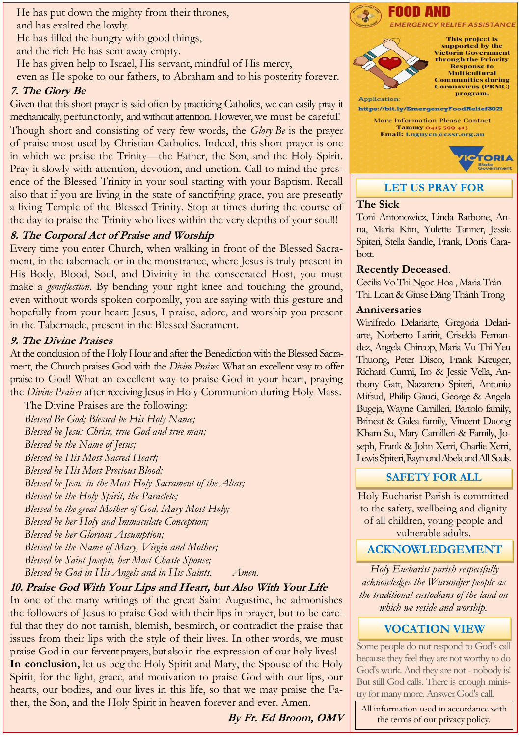He has put down the mighty from their thrones,
and has exalted the lowly.
He has filled the hungry with good things,
and the rich He has sent away empty.
He has given help to Israel, His servant, mindful of His mercy,
even as He spoke to our fathers, to Abraham and to his posterity forever.

### 7. The Glory Be

Given that this short prayer is said often by practicing Catholics, we can easily pray it mechanically, perfunctorily, and without attention. However, we must be careful! Though short and consisting of very few words, the *Glory Be* is the prayer of praise most used by Christian-Catholics. Indeed, this short prayer is one in which we praise the Trinity—the Father, the Son, and the Holy Spirit. Pray it slowly with attention, devotion, and unction. Call to mind the presence of the Blessed Trinity in your soul starting with your Baptism. Recall also that if you are living in the state of sanctifying grace, you are presently a living Temple of the Blessed Trinity. Stop at times during the course of the day to praise the Trinity who lives within the very depths of your soul!!

### 8. The Corporal Act of Praise and Worship

Every time you enter Church, when walking in front of the Blessed Sacrament, in the tabernacle or in the monstrance, where Jesus is truly present in His Body, Blood, Soul, and Divinity in the consecrated Host, you must make a *genuflection*. By bending your right knee and touching the ground, even without words spoken corporally, you are saying with this gesture and hopefully from your heart: Jesus, I praise, adore, and worship you present in the Tabernacle, present in the Blessed Sacrament.

### 9. The Divine Praises

At the conclusion of the Holy Hour and after the Benediction with the Blessed Sacrament, the Church praises God with the *Divine Praises*. What an excellent way to offer praise to God! What an excellent way to praise God in your heart, praying the *Divine Praises* after receiving Jesus in Holy Communion during Holy Mass.

The Divine Praises are the following:

*Blessed Be God; Blessed be His Holy Name;*
*Blessed be Jesus Christ, true God and true man;*
*Blessed be the Name of Jesus;*
*Blessed be His Most Sacred Heart;*
*Blessed be His Most Precious Blood;*
*Blessed be Jesus in the Most Holy Sacrament of the Altar;*
*Blessed be the Holy Spirit, the Paraclete;*
*Blessed be the great Mother of God, Mary Most Holy;*
*Blessed be her Holy and Immaculate Conception;*
*Blessed be her Glorious Assumption;*
*Blessed be the Name of Mary, Virgin and Mother;*
*Blessed be Saint Joseph, her Most Chaste Spouse;*
*Blessed be God in His Angels and in His Saints. Amen.*

### 10. Praise God With Your Lips and Heart, but Also With Your Life

In one of the many writings of the great Saint Augustine, he admonishes the followers of Jesus to praise God with their lips in prayer, but to be careful that they do not tarnish, blemish, besmirch, or contradict the praise that issues from their lips with the style of their lives. In other words, we must praise God in our fervent prayers, but also in the expression of our holy lives!

**In conclusion,** let us beg the Holy Spirit and Mary, the Spouse of the Holy Spirit, for the light, grace, and motivation to praise God with our lips, our hearts, our bodies, and our lives in this life, so that we may praise the Father, the Son, and the Holy Spirit in heaven forever and ever. Amen.

***By Fr. Ed Broom, OMV***

## FOOD AND EMERGENCY RELIEF ASSISTANCE

This project is supported by the Victoria Government through the Priority Response to Multicultural Communities during Coronavirus (PRMC) program.

Application:
https://bit.ly/EmergencyFoodRelief3021

More Information Please Contact
Tammy 0415 599 413
Email: t.nguyen@cssr.org.au

VICTORIA State Government

## LET US PRAY FOR

**The Sick**

Toni Antonowicz, Linda Ratbone, Anna, Maria Kim, Yulette Tanner, Jessie Spiteri, Stella Sandle, Frank, Doris Carabott.

**Recently Deceased.**

Cecilia Vo Thi Ngoc Hoa , Maria Trân Thi. Loan & Giuse Đăng Thành Trong

**Anniversaries**

Winifredo Delariarte, Gregoria Delariarte, Norberto Laririt, Criselda Fernandez, Angela Chircop, Maria Vu Thi Yeu Thuong, Peter Disco, Frank Kreuger, Richard Curmi, Iro & Jessie Vella, Anthony Gatt, Nazareno Spiteri, Antonio Mifsud, Philip Gauci, George & Angela Bugeja, Wayne Camilleri, Bartolo family, Brincat & Galea family, Vincent Duong Kham Su, Mary Camilleri & Family, Joseph, Frank & John Xerri, Charlie Xerri, Lewis Spiteri, Raymond Abela and All Souls.

## SAFETY FOR ALL

Holy Eucharist Parish is committed to the safety, wellbeing and dignity of all children, young people and vulnerable adults.

## ACKNOWLEDGEMENT

*Holy Eucharist parish respectfully acknowledges the Wurundjer people as the traditional custodians of the land on which we reside and worship.*

## VOCATION VIEW

Some people do not respond to God's call because they feel they are not worthy to do God's work. And they are not - nobody is! But still God calls. There is enough ministry for many more. Answer God's call.

All information used in accordance with the terms of our privacy policy.